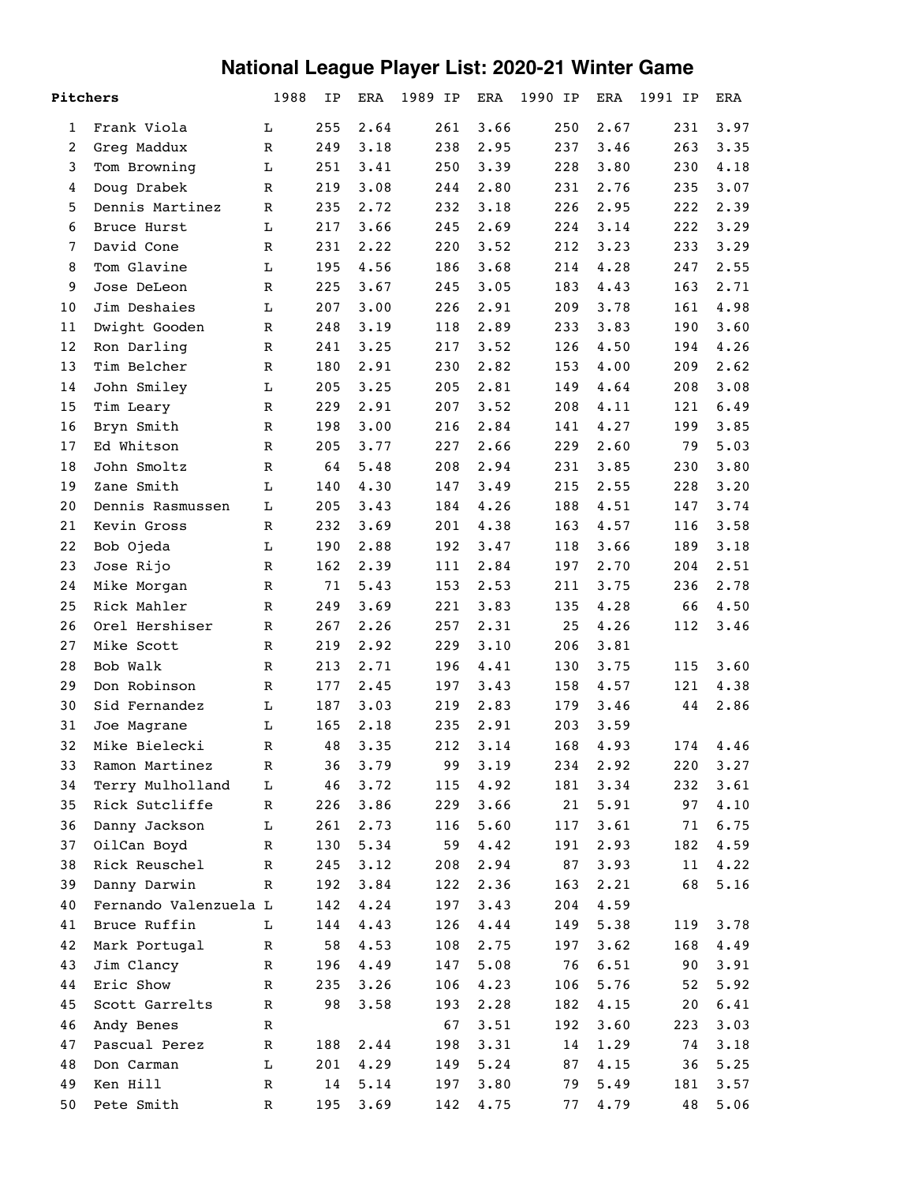# National League Player List: 2020-21 Winter Game

| | Pitchers | | 1988 IP | ERA | 1989 IP | ERA | 1990 IP | ERA | 1991 IP | ERA |
|---|---|---|---|---|---|---|---|---|---|---|
| 1 | Frank Viola | L | 255 | 2.64 | 261 | 3.66 | 250 | 2.67 | 231 | 3.97 |
| 2 | Greg Maddux | R | 249 | 3.18 | 238 | 2.95 | 237 | 3.46 | 263 | 3.35 |
| 3 | Tom Browning | L | 251 | 3.41 | 250 | 3.39 | 228 | 3.80 | 230 | 4.18 |
| 4 | Doug Drabek | R | 219 | 3.08 | 244 | 2.80 | 231 | 2.76 | 235 | 3.07 |
| 5 | Dennis Martinez | R | 235 | 2.72 | 232 | 3.18 | 226 | 2.95 | 222 | 2.39 |
| 6 | Bruce Hurst | L | 217 | 3.66 | 245 | 2.69 | 224 | 3.14 | 222 | 3.29 |
| 7 | David Cone | R | 231 | 2.22 | 220 | 3.52 | 212 | 3.23 | 233 | 3.29 |
| 8 | Tom Glavine | L | 195 | 4.56 | 186 | 3.68 | 214 | 4.28 | 247 | 2.55 |
| 9 | Jose DeLeon | R | 225 | 3.67 | 245 | 3.05 | 183 | 4.43 | 163 | 2.71 |
| 10 | Jim Deshaies | L | 207 | 3.00 | 226 | 2.91 | 209 | 3.78 | 161 | 4.98 |
| 11 | Dwight Gooden | R | 248 | 3.19 | 118 | 2.89 | 233 | 3.83 | 190 | 3.60 |
| 12 | Ron Darling | R | 241 | 3.25 | 217 | 3.52 | 126 | 4.50 | 194 | 4.26 |
| 13 | Tim Belcher | R | 180 | 2.91 | 230 | 2.82 | 153 | 4.00 | 209 | 2.62 |
| 14 | John Smiley | L | 205 | 3.25 | 205 | 2.81 | 149 | 4.64 | 208 | 3.08 |
| 15 | Tim Leary | R | 229 | 2.91 | 207 | 3.52 | 208 | 4.11 | 121 | 6.49 |
| 16 | Bryn Smith | R | 198 | 3.00 | 216 | 2.84 | 141 | 4.27 | 199 | 3.85 |
| 17 | Ed Whitson | R | 205 | 3.77 | 227 | 2.66 | 229 | 2.60 | 79 | 5.03 |
| 18 | John Smoltz | R | 64 | 5.48 | 208 | 2.94 | 231 | 3.85 | 230 | 3.80 |
| 19 | Zane Smith | L | 140 | 4.30 | 147 | 3.49 | 215 | 2.55 | 228 | 3.20 |
| 20 | Dennis Rasmussen | L | 205 | 3.43 | 184 | 4.26 | 188 | 4.51 | 147 | 3.74 |
| 21 | Kevin Gross | R | 232 | 3.69 | 201 | 4.38 | 163 | 4.57 | 116 | 3.58 |
| 22 | Bob Ojeda | L | 190 | 2.88 | 192 | 3.47 | 118 | 3.66 | 189 | 3.18 |
| 23 | Jose Rijo | R | 162 | 2.39 | 111 | 2.84 | 197 | 2.70 | 204 | 2.51 |
| 24 | Mike Morgan | R | 71 | 5.43 | 153 | 2.53 | 211 | 3.75 | 236 | 2.78 |
| 25 | Rick Mahler | R | 249 | 3.69 | 221 | 3.83 | 135 | 4.28 | 66 | 4.50 |
| 26 | Orel Hershiser | R | 267 | 2.26 | 257 | 2.31 | 25 | 4.26 | 112 | 3.46 |
| 27 | Mike Scott | R | 219 | 2.92 | 229 | 3.10 | 206 | 3.81 | | |
| 28 | Bob Walk | R | 213 | 2.71 | 196 | 4.41 | 130 | 3.75 | 115 | 3.60 |
| 29 | Don Robinson | R | 177 | 2.45 | 197 | 3.43 | 158 | 4.57 | 121 | 4.38 |
| 30 | Sid Fernandez | L | 187 | 3.03 | 219 | 2.83 | 179 | 3.46 | 44 | 2.86 |
| 31 | Joe Magrane | L | 165 | 2.18 | 235 | 2.91 | 203 | 3.59 | | |
| 32 | Mike Bielecki | R | 48 | 3.35 | 212 | 3.14 | 168 | 4.93 | 174 | 4.46 |
| 33 | Ramon Martinez | R | 36 | 3.79 | 99 | 3.19 | 234 | 2.92 | 220 | 3.27 |
| 34 | Terry Mulholland | L | 46 | 3.72 | 115 | 4.92 | 181 | 3.34 | 232 | 3.61 |
| 35 | Rick Sutcliffe | R | 226 | 3.86 | 229 | 3.66 | 21 | 5.91 | 97 | 4.10 |
| 36 | Danny Jackson | L | 261 | 2.73 | 116 | 5.60 | 117 | 3.61 | 71 | 6.75 |
| 37 | OilCan Boyd | R | 130 | 5.34 | 59 | 4.42 | 191 | 2.93 | 182 | 4.59 |
| 38 | Rick Reuschel | R | 245 | 3.12 | 208 | 2.94 | 87 | 3.93 | 11 | 4.22 |
| 39 | Danny Darwin | R | 192 | 3.84 | 122 | 2.36 | 163 | 2.21 | 68 | 5.16 |
| 40 | Fernando Valenzuela | L | 142 | 4.24 | 197 | 3.43 | 204 | 4.59 | | |
| 41 | Bruce Ruffin | L | 144 | 4.43 | 126 | 4.44 | 149 | 5.38 | 119 | 3.78 |
| 42 | Mark Portugal | R | 58 | 4.53 | 108 | 2.75 | 197 | 3.62 | 168 | 4.49 |
| 43 | Jim Clancy | R | 196 | 4.49 | 147 | 5.08 | 76 | 6.51 | 90 | 3.91 |
| 44 | Eric Show | R | 235 | 3.26 | 106 | 4.23 | 106 | 5.76 | 52 | 5.92 |
| 45 | Scott Garrelts | R | 98 | 3.58 | 193 | 2.28 | 182 | 4.15 | 20 | 6.41 |
| 46 | Andy Benes | R | | | 67 | 3.51 | 192 | 3.60 | 223 | 3.03 |
| 47 | Pascual Perez | R | 188 | 2.44 | 198 | 3.31 | 14 | 1.29 | 74 | 3.18 |
| 48 | Don Carman | L | 201 | 4.29 | 149 | 5.24 | 87 | 4.15 | 36 | 5.25 |
| 49 | Ken Hill | R | 14 | 5.14 | 197 | 3.80 | 79 | 5.49 | 181 | 3.57 |
| 50 | Pete Smith | R | 195 | 3.69 | 142 | 4.75 | 77 | 4.79 | 48 | 5.06 |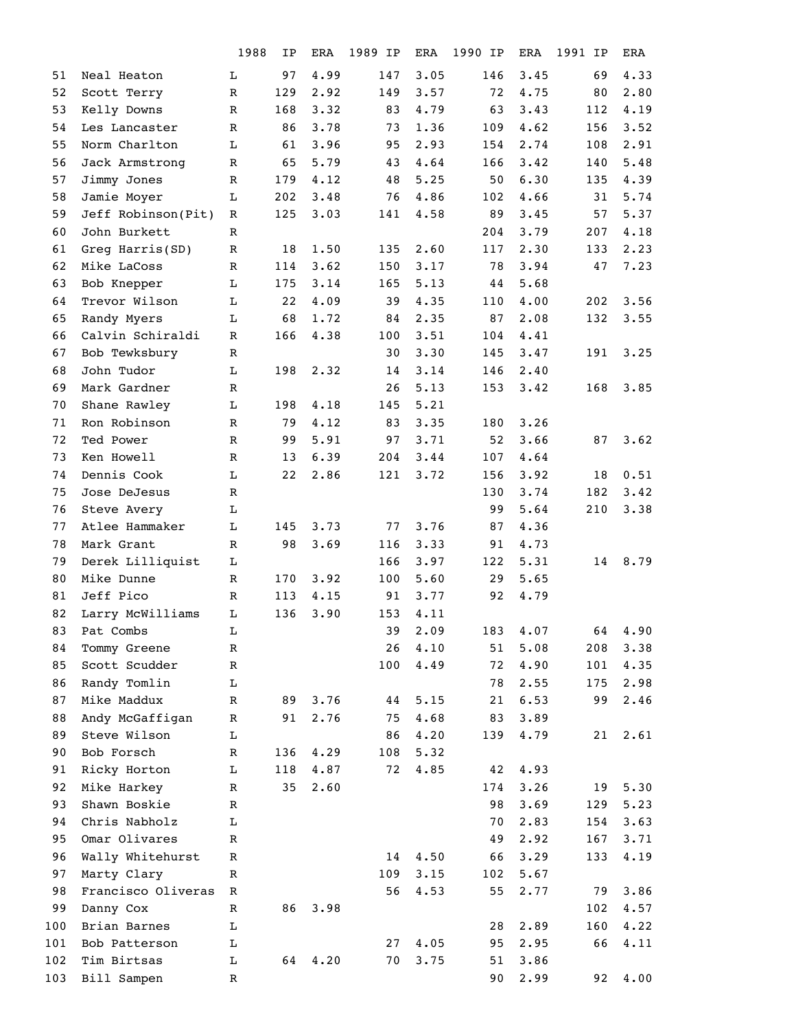| | | 1988 | IP | ERA | 1989 IP | ERA | 1990 IP | ERA | 1991 IP | ERA |
|---|---|---|---|---|---|---|---|---|---|---|
| 51 | Neal Heaton | L | 97 | 4.99 | 147 | 3.05 | 146 | 3.45 | 69 | 4.33 |
| 52 | Scott Terry | R | 129 | 2.92 | 149 | 3.57 | 72 | 4.75 | 80 | 2.80 |
| 53 | Kelly Downs | R | 168 | 3.32 | 83 | 4.79 | 63 | 3.43 | 112 | 4.19 |
| 54 | Les Lancaster | R | 86 | 3.78 | 73 | 1.36 | 109 | 4.62 | 156 | 3.52 |
| 55 | Norm Charlton | L | 61 | 3.96 | 95 | 2.93 | 154 | 2.74 | 108 | 2.91 |
| 56 | Jack Armstrong | R | 65 | 5.79 | 43 | 4.64 | 166 | 3.42 | 140 | 5.48 |
| 57 | Jimmy Jones | R | 179 | 4.12 | 48 | 5.25 | 50 | 6.30 | 135 | 4.39 |
| 58 | Jamie Moyer | L | 202 | 3.48 | 76 | 4.86 | 102 | 4.66 | 31 | 5.74 |
| 59 | Jeff Robinson(Pit) | R | 125 | 3.03 | 141 | 4.58 | 89 | 3.45 | 57 | 5.37 |
| 60 | John Burkett | R | | | | | 204 | 3.79 | 207 | 4.18 |
| 61 | Greg Harris(SD) | R | 18 | 1.50 | 135 | 2.60 | 117 | 2.30 | 133 | 2.23 |
| 62 | Mike LaCoss | R | 114 | 3.62 | 150 | 3.17 | 78 | 3.94 | 47 | 7.23 |
| 63 | Bob Knepper | L | 175 | 3.14 | 165 | 5.13 | 44 | 5.68 | | |
| 64 | Trevor Wilson | L | 22 | 4.09 | 39 | 4.35 | 110 | 4.00 | 202 | 3.56 |
| 65 | Randy Myers | L | 68 | 1.72 | 84 | 2.35 | 87 | 2.08 | 132 | 3.55 |
| 66 | Calvin Schiraldi | R | 166 | 4.38 | 100 | 3.51 | 104 | 4.41 | | |
| 67 | Bob Tewksbury | R | | | 30 | 3.30 | 145 | 3.47 | 191 | 3.25 |
| 68 | John Tudor | L | 198 | 2.32 | 14 | 3.14 | 146 | 2.40 | | |
| 69 | Mark Gardner | R | | | 26 | 5.13 | 153 | 3.42 | 168 | 3.85 |
| 70 | Shane Rawley | L | 198 | 4.18 | 145 | 5.21 | | | | |
| 71 | Ron Robinson | R | 79 | 4.12 | 83 | 3.35 | 180 | 3.26 | | |
| 72 | Ted Power | R | 99 | 5.91 | 97 | 3.71 | 52 | 3.66 | 87 | 3.62 |
| 73 | Ken Howell | R | 13 | 6.39 | 204 | 3.44 | 107 | 4.64 | | |
| 74 | Dennis Cook | L | 22 | 2.86 | 121 | 3.72 | 156 | 3.92 | 18 | 0.51 |
| 75 | Jose DeJesus | R | | | | | 130 | 3.74 | 182 | 3.42 |
| 76 | Steve Avery | L | | | | | 99 | 5.64 | 210 | 3.38 |
| 77 | Atlee Hammaker | L | 145 | 3.73 | 77 | 3.76 | 87 | 4.36 | | |
| 78 | Mark Grant | R | 98 | 3.69 | 116 | 3.33 | 91 | 4.73 | | |
| 79 | Derek Lilliquist | L | | | 166 | 3.97 | 122 | 5.31 | 14 | 8.79 |
| 80 | Mike Dunne | R | 170 | 3.92 | 100 | 5.60 | 29 | 5.65 | | |
| 81 | Jeff Pico | R | 113 | 4.15 | 91 | 3.77 | 92 | 4.79 | | |
| 82 | Larry McWilliams | L | 136 | 3.90 | 153 | 4.11 | | | | |
| 83 | Pat Combs | L | | | 39 | 2.09 | 183 | 4.07 | 64 | 4.90 |
| 84 | Tommy Greene | R | | | 26 | 4.10 | 51 | 5.08 | 208 | 3.38 |
| 85 | Scott Scudder | R | | | 100 | 4.49 | 72 | 4.90 | 101 | 4.35 |
| 86 | Randy Tomlin | L | | | | | 78 | 2.55 | 175 | 2.98 |
| 87 | Mike Maddux | R | 89 | 3.76 | 44 | 5.15 | 21 | 6.53 | 99 | 2.46 |
| 88 | Andy McGaffigan | R | 91 | 2.76 | 75 | 4.68 | 83 | 3.89 | | |
| 89 | Steve Wilson | L | | | 86 | 4.20 | 139 | 4.79 | 21 | 2.61 |
| 90 | Bob Forsch | R | 136 | 4.29 | 108 | 5.32 | | | | |
| 91 | Ricky Horton | L | 118 | 4.87 | 72 | 4.85 | 42 | 4.93 | | |
| 92 | Mike Harkey | R | 35 | 2.60 | | | 174 | 3.26 | 19 | 5.30 |
| 93 | Shawn Boskie | R | | | | | 98 | 3.69 | 129 | 5.23 |
| 94 | Chris Nabholz | L | | | | | 70 | 2.83 | 154 | 3.63 |
| 95 | Omar Olivares | R | | | | | 49 | 2.92 | 167 | 3.71 |
| 96 | Wally Whitehurst | R | | | 14 | 4.50 | 66 | 3.29 | 133 | 4.19 |
| 97 | Marty Clary | R | | | 109 | 3.15 | 102 | 5.67 | | |
| 98 | Francisco Oliveras | R | | | 56 | 4.53 | 55 | 2.77 | 79 | 3.86 |
| 99 | Danny Cox | R | 86 | 3.98 | | | | | 102 | 4.57 |
| 100 | Brian Barnes | L | | | | | 28 | 2.89 | 160 | 4.22 |
| 101 | Bob Patterson | L | | | 27 | 4.05 | 95 | 2.95 | 66 | 4.11 |
| 102 | Tim Birtsas | L | 64 | 4.20 | 70 | 3.75 | 51 | 3.86 | | |
| 103 | Bill Sampen | R | | | | | 90 | 2.99 | 92 | 4.00 |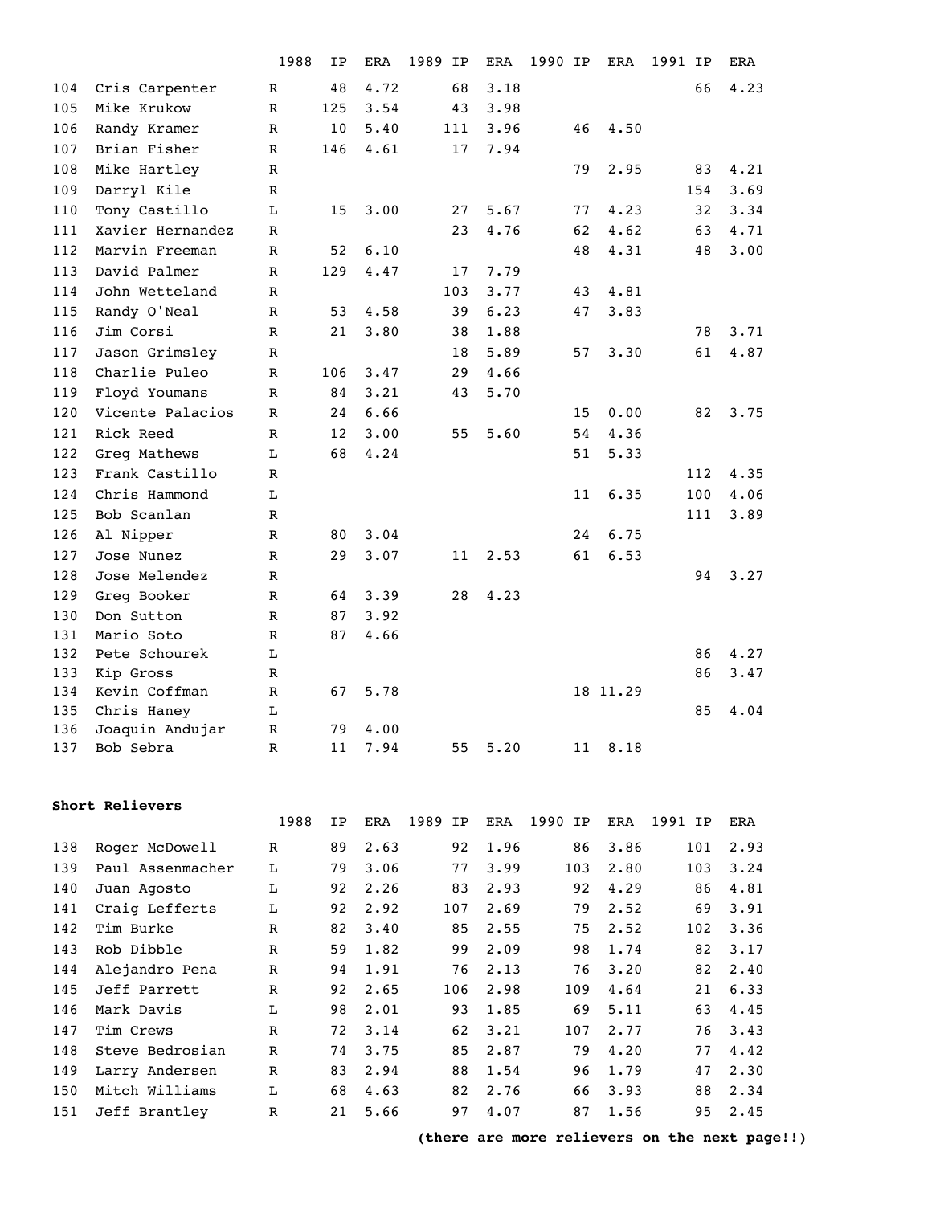| # | Name | 1988 | IP | ERA | 1989 IP | ERA | 1990 IP | ERA | 1991 IP | ERA |
|---|---|---|---|---|---|---|---|---|---|---|
| 104 | Cris Carpenter | R | 48 | 4.72 | 68 | 3.18 | | | 66 | 4.23 |
| 105 | Mike Krukow | R | 125 | 3.54 | 43 | 3.98 | | | | |
| 106 | Randy Kramer | R | 10 | 5.40 | 111 | 3.96 | 46 | 4.50 | | |
| 107 | Brian Fisher | R | 146 | 4.61 | 17 | 7.94 | | | | |
| 108 | Mike Hartley | R | | | | | 79 | 2.95 | 83 | 4.21 |
| 109 | Darryl Kile | R | | | | | | | 154 | 3.69 |
| 110 | Tony Castillo | L | 15 | 3.00 | 27 | 5.67 | 77 | 4.23 | 32 | 3.34 |
| 111 | Xavier Hernandez | R | | | 23 | 4.76 | 62 | 4.62 | 63 | 4.71 |
| 112 | Marvin Freeman | R | 52 | 6.10 | | | 48 | 4.31 | 48 | 3.00 |
| 113 | David Palmer | R | 129 | 4.47 | 17 | 7.79 | | | | |
| 114 | John Wetteland | R | | | 103 | 3.77 | 43 | 4.81 | | |
| 115 | Randy O'Neal | R | 53 | 4.58 | 39 | 6.23 | 47 | 3.83 | | |
| 116 | Jim Corsi | R | 21 | 3.80 | 38 | 1.88 | | | 78 | 3.71 |
| 117 | Jason Grimsley | R | | | 18 | 5.89 | 57 | 3.30 | 61 | 4.87 |
| 118 | Charlie Puleo | R | 106 | 3.47 | 29 | 4.66 | | | | |
| 119 | Floyd Youmans | R | 84 | 3.21 | 43 | 5.70 | | | | |
| 120 | Vicente Palacios | R | 24 | 6.66 | | | 15 | 0.00 | 82 | 3.75 |
| 121 | Rick Reed | R | 12 | 3.00 | 55 | 5.60 | 54 | 4.36 | | |
| 122 | Greg Mathews | L | 68 | 4.24 | | | 51 | 5.33 | | |
| 123 | Frank Castillo | R | | | | | | | 112 | 4.35 |
| 124 | Chris Hammond | L | | | | | 11 | 6.35 | 100 | 4.06 |
| 125 | Bob Scanlan | R | | | | | | | 111 | 3.89 |
| 126 | Al Nipper | R | 80 | 3.04 | | | 24 | 6.75 | | |
| 127 | Jose Nunez | R | 29 | 3.07 | 11 | 2.53 | 61 | 6.53 | | |
| 128 | Jose Melendez | R | | | | | | | 94 | 3.27 |
| 129 | Greg Booker | R | 64 | 3.39 | 28 | 4.23 | | | | |
| 130 | Don Sutton | R | 87 | 3.92 | | | | | | |
| 131 | Mario Soto | R | 87 | 4.66 | | | | | | |
| 132 | Pete Schourek | L | | | | | | | 86 | 4.27 |
| 133 | Kip Gross | R | | | | | | | 86 | 3.47 |
| 134 | Kevin Coffman | R | 67 | 5.78 | | | 18 | 11.29 | | |
| 135 | Chris Haney | L | | | | | | | 85 | 4.04 |
| 136 | Joaquin Andujar | R | 79 | 4.00 | | | | | | |
| 137 | Bob Sebra | R | 11 | 7.94 | 55 | 5.20 | 11 | 8.18 | | |

**Short Relievers**

| # | Name | 1988 | IP | ERA | 1989 IP | ERA | 1990 IP | ERA | 1991 IP | ERA |
|---|---|---|---|---|---|---|---|---|---|---|
| 138 | Roger McDowell | R | 89 | 2.63 | 92 | 1.96 | 86 | 3.86 | 101 | 2.93 |
| 139 | Paul Assenmacher | L | 79 | 3.06 | 77 | 3.99 | 103 | 2.80 | 103 | 3.24 |
| 140 | Juan Agosto | L | 92 | 2.26 | 83 | 2.93 | 92 | 4.29 | 86 | 4.81 |
| 141 | Craig Lefferts | L | 92 | 2.92 | 107 | 2.69 | 79 | 2.52 | 69 | 3.91 |
| 142 | Tim Burke | R | 82 | 3.40 | 85 | 2.55 | 75 | 2.52 | 102 | 3.36 |
| 143 | Rob Dibble | R | 59 | 1.82 | 99 | 2.09 | 98 | 1.74 | 82 | 3.17 |
| 144 | Alejandro Pena | R | 94 | 1.91 | 76 | 2.13 | 76 | 3.20 | 82 | 2.40 |
| 145 | Jeff Parrett | R | 92 | 2.65 | 106 | 2.98 | 109 | 4.64 | 21 | 6.33 |
| 146 | Mark Davis | L | 98 | 2.01 | 93 | 1.85 | 69 | 5.11 | 63 | 4.45 |
| 147 | Tim Crews | R | 72 | 3.14 | 62 | 3.21 | 107 | 2.77 | 76 | 3.43 |
| 148 | Steve Bedrosian | R | 74 | 3.75 | 85 | 2.87 | 79 | 4.20 | 77 | 4.42 |
| 149 | Larry Andersen | R | 83 | 2.94 | 88 | 1.54 | 96 | 1.79 | 47 | 2.30 |
| 150 | Mitch Williams | L | 68 | 4.63 | 82 | 2.76 | 66 | 3.93 | 88 | 2.34 |
| 151 | Jeff Brantley | R | 21 | 5.66 | 97 | 4.07 | 87 | 1.56 | 95 | 2.45 |

**(there are more relievers on the next page!!)**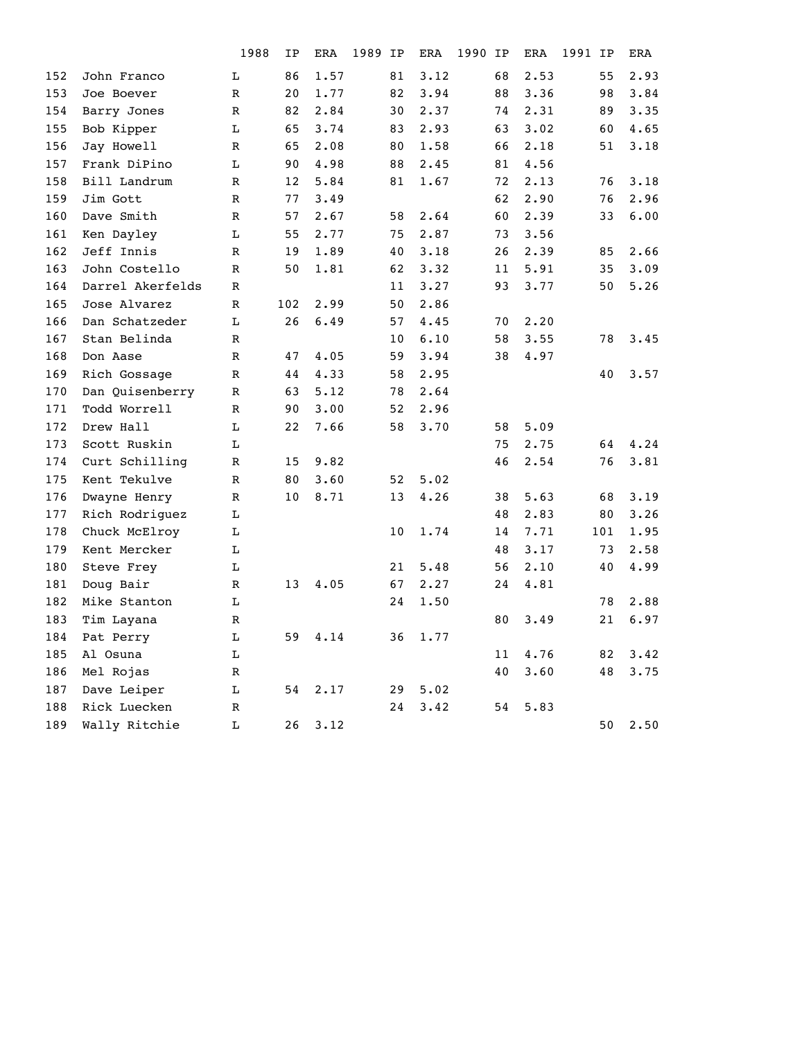| | | 1988 | IP | ERA | 1989 IP | ERA | 1990 IP | ERA | 1991 IP | ERA |
|---|---|---|---|---|---|---|---|---|---|---|
| 152 | John Franco | L | 86 | 1.57 | 81 | 3.12 | 68 | 2.53 | 55 | 2.93 |
| 153 | Joe Boever | R | 20 | 1.77 | 82 | 3.94 | 88 | 3.36 | 98 | 3.84 |
| 154 | Barry Jones | R | 82 | 2.84 | 30 | 2.37 | 74 | 2.31 | 89 | 3.35 |
| 155 | Bob Kipper | L | 65 | 3.74 | 83 | 2.93 | 63 | 3.02 | 60 | 4.65 |
| 156 | Jay Howell | R | 65 | 2.08 | 80 | 1.58 | 66 | 2.18 | 51 | 3.18 |
| 157 | Frank DiPino | L | 90 | 4.98 | 88 | 2.45 | 81 | 4.56 | | |
| 158 | Bill Landrum | R | 12 | 5.84 | 81 | 1.67 | 72 | 2.13 | 76 | 3.18 |
| 159 | Jim Gott | R | 77 | 3.49 | | | 62 | 2.90 | 76 | 2.96 |
| 160 | Dave Smith | R | 57 | 2.67 | 58 | 2.64 | 60 | 2.39 | 33 | 6.00 |
| 161 | Ken Dayley | L | 55 | 2.77 | 75 | 2.87 | 73 | 3.56 | | |
| 162 | Jeff Innis | R | 19 | 1.89 | 40 | 3.18 | 26 | 2.39 | 85 | 2.66 |
| 163 | John Costello | R | 50 | 1.81 | 62 | 3.32 | 11 | 5.91 | 35 | 3.09 |
| 164 | Darrel Akerfelds | R | | | 11 | 3.27 | 93 | 3.77 | 50 | 5.26 |
| 165 | Jose Alvarez | R | 102 | 2.99 | 50 | 2.86 | | | | |
| 166 | Dan Schatzeder | L | 26 | 6.49 | 57 | 4.45 | 70 | 2.20 | | |
| 167 | Stan Belinda | R | | | 10 | 6.10 | 58 | 3.55 | 78 | 3.45 |
| 168 | Don Aase | R | 47 | 4.05 | 59 | 3.94 | 38 | 4.97 | | |
| 169 | Rich Gossage | R | 44 | 4.33 | 58 | 2.95 | | | 40 | 3.57 |
| 170 | Dan Quisenberry | R | 63 | 5.12 | 78 | 2.64 | | | | |
| 171 | Todd Worrell | R | 90 | 3.00 | 52 | 2.96 | | | | |
| 172 | Drew Hall | L | 22 | 7.66 | 58 | 3.70 | 58 | 5.09 | | |
| 173 | Scott Ruskin | L | | | | | 75 | 2.75 | 64 | 4.24 |
| 174 | Curt Schilling | R | 15 | 9.82 | | | 46 | 2.54 | 76 | 3.81 |
| 175 | Kent Tekulve | R | 80 | 3.60 | 52 | 5.02 | | | | |
| 176 | Dwayne Henry | R | 10 | 8.71 | 13 | 4.26 | 38 | 5.63 | 68 | 3.19 |
| 177 | Rich Rodriguez | L | | | | | 48 | 2.83 | 80 | 3.26 |
| 178 | Chuck McElroy | L | | | 10 | 1.74 | 14 | 7.71 | 101 | 1.95 |
| 179 | Kent Mercker | L | | | | | 48 | 3.17 | 73 | 2.58 |
| 180 | Steve Frey | L | | | 21 | 5.48 | 56 | 2.10 | 40 | 4.99 |
| 181 | Doug Bair | R | 13 | 4.05 | 67 | 2.27 | 24 | 4.81 | | |
| 182 | Mike Stanton | L | | | 24 | 1.50 | | | 78 | 2.88 |
| 183 | Tim Layana | R | | | | | 80 | 3.49 | 21 | 6.97 |
| 184 | Pat Perry | L | 59 | 4.14 | 36 | 1.77 | | | | |
| 185 | Al Osuna | L | | | | | 11 | 4.76 | 82 | 3.42 |
| 186 | Mel Rojas | R | | | | | 40 | 3.60 | 48 | 3.75 |
| 187 | Dave Leiper | L | 54 | 2.17 | 29 | 5.02 | | | | |
| 188 | Rick Luecken | R | | | 24 | 3.42 | 54 | 5.83 | | |
| 189 | Wally Ritchie | L | 26 | 3.12 | | | | | 50 | 2.50 |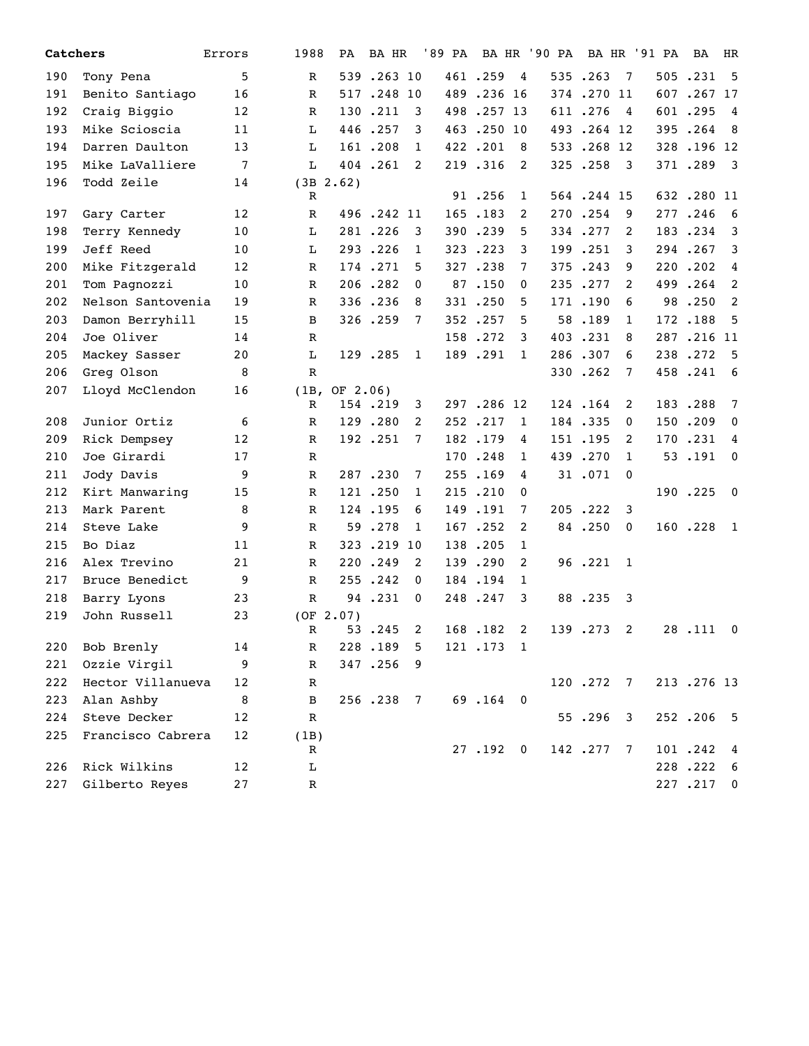| | Catchers | Errors | 1988 | PA | BA | HR | '89 PA | BA | HR | '90 PA | BA | HR | '91 PA | BA | HR |
|---|---|---|---|---|---|---|---|---|---|---|---|---|---|---|---|
| 190 | Tony Pena | 5 | R | 539 | .263 | 10 | 461 | .259 | 4 | 535 | .263 | 7 | 505 | .231 | 5 |
| 191 | Benito Santiago | 16 | R | 517 | .248 | 10 | 489 | .236 | 16 | 374 | .270 | 11 | 607 | .267 | 17 |
| 192 | Craig Biggio | 12 | R | 130 | .211 | 3 | 498 | .257 | 13 | 611 | .276 | 4 | 601 | .295 | 4 |
| 193 | Mike Scioscia | 11 | L | 446 | .257 | 3 | 463 | .250 | 10 | 493 | .264 | 12 | 395 | .264 | 8 |
| 194 | Darren Daulton | 13 | L | 161 | .208 | 1 | 422 | .201 | 8 | 533 | .268 | 12 | 328 | .196 | 12 |
| 195 | Mike LaValliere | 7 | L | 404 | .261 | 2 | 219 | .316 | 2 | 325 | .258 | 3 | 371 | .289 | 3 |
| 196 | Todd Zeile | 14 | (3B 2.62) R | | | | 91 | .256 | 1 | 564 | .244 | 15 | 632 | .280 | 11 |
| 197 | Gary Carter | 12 | R | 496 | .242 | 11 | 165 | .183 | 2 | 270 | .254 | 9 | 277 | .246 | 6 |
| 198 | Terry Kennedy | 10 | L | 281 | .226 | 3 | 390 | .239 | 5 | 334 | .277 | 2 | 183 | .234 | 3 |
| 199 | Jeff Reed | 10 | L | 293 | .226 | 1 | 323 | .223 | 3 | 199 | .251 | 3 | 294 | .267 | 3 |
| 200 | Mike Fitzgerald | 12 | R | 174 | .271 | 5 | 327 | .238 | 7 | 375 | .243 | 9 | 220 | .202 | 4 |
| 201 | Tom Pagnozzi | 10 | R | 206 | .282 | 0 | 87 | .150 | 0 | 235 | .277 | 2 | 499 | .264 | 2 |
| 202 | Nelson Santovenia | 19 | R | 336 | .236 | 8 | 331 | .250 | 5 | 171 | .190 | 6 | 98 | .250 | 2 |
| 203 | Damon Berryhill | 15 | B | 326 | .259 | 7 | 352 | .257 | 5 | 58 | .189 | 1 | 172 | .188 | 5 |
| 204 | Joe Oliver | 14 | R | | | | 158 | .272 | 3 | 403 | .231 | 8 | 287 | .216 | 11 |
| 205 | Mackey Sasser | 20 | L | 129 | .285 | 1 | 189 | .291 | 1 | 286 | .307 | 6 | 238 | .272 | 5 |
| 206 | Greg Olson | 8 | R | | | | | | | 330 | .262 | 7 | 458 | .241 | 6 |
| 207 | Lloyd McClendon | 16 | (1B, OF 2.06) R | 154 | .219 | 3 | 297 | .286 | 12 | 124 | .164 | 2 | 183 | .288 | 7 |
| 208 | Junior Ortiz | 6 | R | 129 | .280 | 2 | 252 | .217 | 1 | 184 | .335 | 0 | 150 | .209 | 0 |
| 209 | Rick Dempsey | 12 | R | 192 | .251 | 7 | 182 | .179 | 4 | 151 | .195 | 2 | 170 | .231 | 4 |
| 210 | Joe Girardi | 17 | R | | | | 170 | .248 | 1 | 439 | .270 | 1 | 53 | .191 | 0 |
| 211 | Jody Davis | 9 | R | 287 | .230 | 7 | 255 | .169 | 4 | 31 | .071 | 0 | | | |
| 212 | Kirt Manwaring | 15 | R | 121 | .250 | 1 | 215 | .210 | 0 | | | | 190 | .225 | 0 |
| 213 | Mark Parent | 8 | R | 124 | .195 | 6 | 149 | .191 | 7 | 205 | .222 | 3 | | | |
| 214 | Steve Lake | 9 | R | 59 | .278 | 1 | 167 | .252 | 2 | 84 | .250 | 0 | 160 | .228 | 1 |
| 215 | Bo Diaz | 11 | R | 323 | .219 | 10 | 138 | .205 | 1 | | | | | | |
| 216 | Alex Trevino | 21 | R | 220 | .249 | 2 | 139 | .290 | 2 | 96 | .221 | 1 | | | |
| 217 | Bruce Benedict | 9 | R | 255 | .242 | 0 | 184 | .194 | 1 | | | | | | |
| 218 | Barry Lyons | 23 | R | 94 | .231 | 0 | 248 | .247 | 3 | 88 | .235 | 3 | | | |
| 219 | John Russell | 23 | (OF 2.07) R | 53 | .245 | 2 | 168 | .182 | 2 | 139 | .273 | 2 | 28 | .111 | 0 |
| 220 | Bob Brenly | 14 | R | 228 | .189 | 5 | 121 | .173 | 1 | | | | | | |
| 221 | Ozzie Virgil | 9 | R | 347 | .256 | 9 | | | | | | | | | |
| 222 | Hector Villanueva | 12 | R | | | | | | | 120 | .272 | 7 | 213 | .276 | 13 |
| 223 | Alan Ashby | 8 | B | 256 | .238 | 7 | 69 | .164 | 0 | | | | | | |
| 224 | Steve Decker | 12 | R | | | | | | | 55 | .296 | 3 | 252 | .206 | 5 |
| 225 | Francisco Cabrera | 12 | (1B) R | | | | 27 | .192 | 0 | 142 | .277 | 7 | 101 | .242 | 4 |
| 226 | Rick Wilkins | 12 | L | | | | | | | | | | 228 | .222 | 6 |
| 227 | Gilberto Reyes | 27 | R | | | | | | | | | | 227 | .217 | 0 |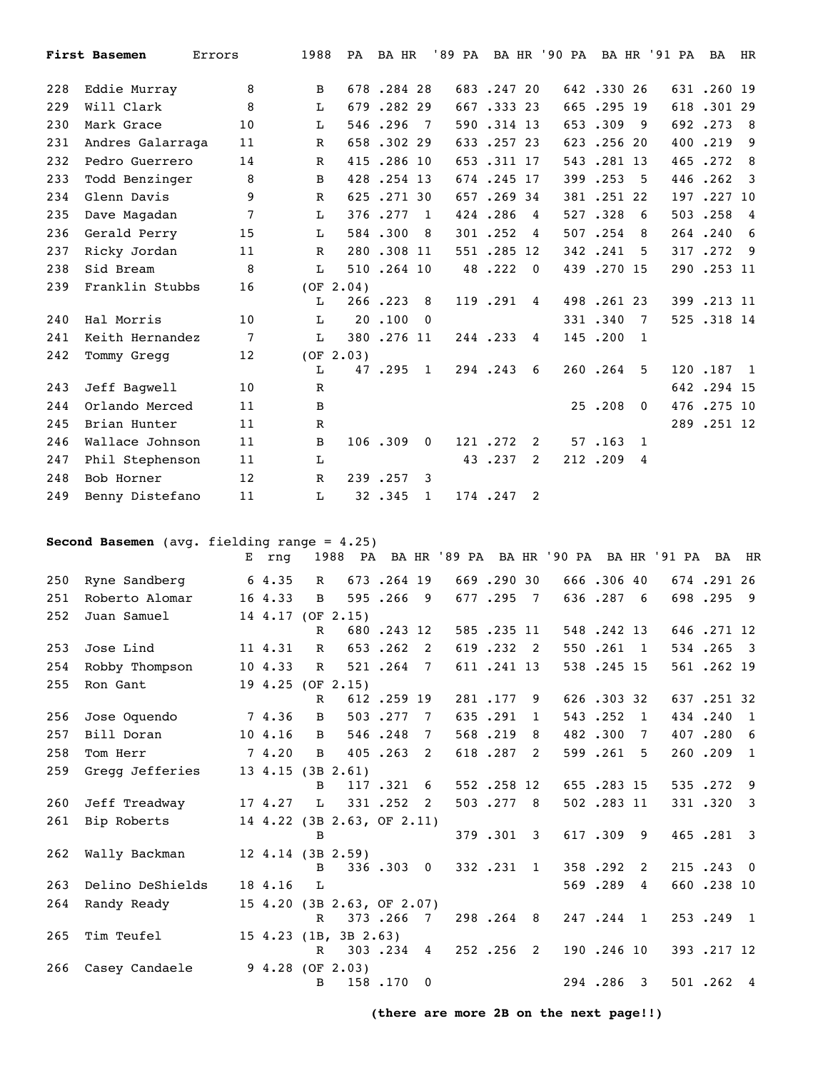**First Basemen**

| # | Name | Errors | 1988 | PA | BA | HR | '89 PA | BA | HR | '90 PA | BA | HR | '91 PA | BA | HR |
|---|---|---|---|---|---|---|---|---|---|---|---|---|---|---|---|
| 228 | Eddie Murray | 8 | B | 678 | .284 | 28 | 683 | .247 | 20 | 642 | .330 | 26 | 631 | .260 | 19 |
| 229 | Will Clark | 8 | L | 679 | .282 | 29 | 667 | .333 | 23 | 665 | .295 | 19 | 618 | .301 | 29 |
| 230 | Mark Grace | 10 | L | 546 | .296 | 7 | 590 | .314 | 13 | 653 | .309 | 9 | 692 | .273 | 8 |
| 231 | Andres Galarraga | 11 | R | 658 | .302 | 29 | 633 | .257 | 23 | 623 | .256 | 20 | 400 | .219 | 9 |
| 232 | Pedro Guerrero | 14 | R | 415 | .286 | 10 | 653 | .311 | 17 | 543 | .281 | 13 | 465 | .272 | 8 |
| 233 | Todd Benzinger | 8 | B | 428 | .254 | 13 | 674 | .245 | 17 | 399 | .253 | 5 | 446 | .262 | 3 |
| 234 | Glenn Davis | 9 | R | 625 | .271 | 30 | 657 | .269 | 34 | 381 | .251 | 22 | 197 | .227 | 10 |
| 235 | Dave Magadan | 7 | L | 376 | .277 | 1 | 424 | .286 | 4 | 527 | .328 | 6 | 503 | .258 | 4 |
| 236 | Gerald Perry | 15 | L | 584 | .300 | 8 | 301 | .252 | 4 | 507 | .254 | 8 | 264 | .240 | 6 |
| 237 | Ricky Jordan | 11 | R | 280 | .308 | 11 | 551 | .285 | 12 | 342 | .241 | 5 | 317 | .272 | 9 |
| 238 | Sid Bream | 8 | L | 510 | .264 | 10 | 48 | .222 | 0 | 439 | .270 | 15 | 290 | .253 | 11 |
| 239 | Franklin Stubbs | 16 | (OF 2.04) L | 266 | .223 | 8 | 119 | .291 | 4 | 498 | .261 | 23 | 399 | .213 | 11 |
| 240 | Hal Morris | 10 | L | 20 | .100 | 0 | | | | 331 | .340 | 7 | 525 | .318 | 14 |
| 241 | Keith Hernandez | 7 | L | 380 | .276 | 11 | 244 | .233 | 4 | 145 | .200 | 1 | | | |
| 242 | Tommy Gregg | 12 | (OF 2.03) L | 47 | .295 | 1 | 294 | .243 | 6 | 260 | .264 | 5 | 120 | .187 | 1 |
| 243 | Jeff Bagwell | 10 | R | | | | | | | | | | 642 | .294 | 15 |
| 244 | Orlando Merced | 11 | B | | | | | | | 25 | .208 | 0 | 476 | .275 | 10 |
| 245 | Brian Hunter | 11 | R | | | | | | | | | | 289 | .251 | 12 |
| 246 | Wallace Johnson | 11 | B | 106 | .309 | 0 | 121 | .272 | 2 | 57 | .163 | 1 | | | |
| 247 | Phil Stephenson | 11 | L | | | | 43 | .237 | 2 | 212 | .209 | 4 | | | |
| 248 | Bob Horner | 12 | R | 239 | .257 | 3 | | | | | | | | | |
| 249 | Benny Distefano | 11 | L | 32 | .345 | 1 | 174 | .247 | 2 | | | | | | |

**Second Basemen** (avg. fielding range = 4.25)

| # | Name | E | rng | 1988 | PA | BA | HR | '89 PA | BA | HR | '90 PA | BA | HR | '91 PA | BA | HR |
|---|---|---|---|---|---|---|---|---|---|---|---|---|---|---|---|---|
| 250 | Ryne Sandberg | 6 | 4.35 | R | 673 | .264 | 19 | 669 | .290 | 30 | 666 | .306 | 40 | 674 | .291 | 26 |
| 251 | Roberto Alomar | 16 | 4.33 | B | 595 | .266 | 9 | 677 | .295 | 7 | 636 | .287 | 6 | 698 | .295 | 9 |
| 252 | Juan Samuel | 14 | 4.17 | (OF 2.15) R | 680 | .243 | 12 | 585 | .235 | 11 | 548 | .242 | 13 | 646 | .271 | 12 |
| 253 | Jose Lind | 11 | 4.31 | R | 653 | .262 | 2 | 619 | .232 | 2 | 550 | .261 | 1 | 534 | .265 | 3 |
| 254 | Robby Thompson | 10 | 4.33 | R | 521 | .264 | 7 | 611 | .241 | 13 | 538 | .245 | 15 | 561 | .262 | 19 |
| 255 | Ron Gant | 19 | 4.25 | (OF 2.15) R | 612 | .259 | 19 | 281 | .177 | 9 | 626 | .303 | 32 | 637 | .251 | 32 |
| 256 | Jose Oquendo | 7 | 4.36 | B | 503 | .277 | 7 | 635 | .291 | 1 | 543 | .252 | 1 | 434 | .240 | 1 |
| 257 | Bill Doran | 10 | 4.16 | B | 546 | .248 | 7 | 568 | .219 | 8 | 482 | .300 | 7 | 407 | .280 | 6 |
| 258 | Tom Herr | 7 | 4.20 | B | 405 | .263 | 2 | 618 | .287 | 2 | 599 | .261 | 5 | 260 | .209 | 1 |
| 259 | Gregg Jefferies | 13 | 4.15 | (3B 2.61) B | 117 | .321 | 6 | 552 | .258 | 12 | 655 | .283 | 15 | 535 | .272 | 9 |
| 260 | Jeff Treadway | 17 | 4.27 | L | 331 | .252 | 2 | 503 | .277 | 8 | 502 | .283 | 11 | 331 | .320 | 3 |
| 261 | Bip Roberts | 14 | 4.22 | (3B 2.63, OF 2.11) B | | | | 379 | .301 | 3 | 617 | .309 | 9 | 465 | .281 | 3 |
| 262 | Wally Backman | 12 | 4.14 | (3B 2.59) B | 336 | .303 | 0 | 332 | .231 | 1 | 358 | .292 | 2 | 215 | .243 | 0 |
| 263 | Delino DeShields | 18 | 4.16 | L | | | | | | | 569 | .289 | 4 | 660 | .238 | 10 |
| 264 | Randy Ready | 15 | 4.20 | (3B 2.63, OF 2.07) R | 373 | .266 | 7 | 298 | .264 | 8 | 247 | .244 | 1 | 253 | .249 | 1 |
| 265 | Tim Teufel | 15 | 4.23 | (1B, 3B 2.63) R | 303 | .234 | 4 | 252 | .256 | 2 | 190 | .246 | 10 | 393 | .217 | 12 |
| 266 | Casey Candaele | 9 | 4.28 | (OF 2.03) B | 158 | .170 | 0 | | | | 294 | .286 | 3 | 501 | .262 | 4 |

**(there are more 2B on the next page!!)**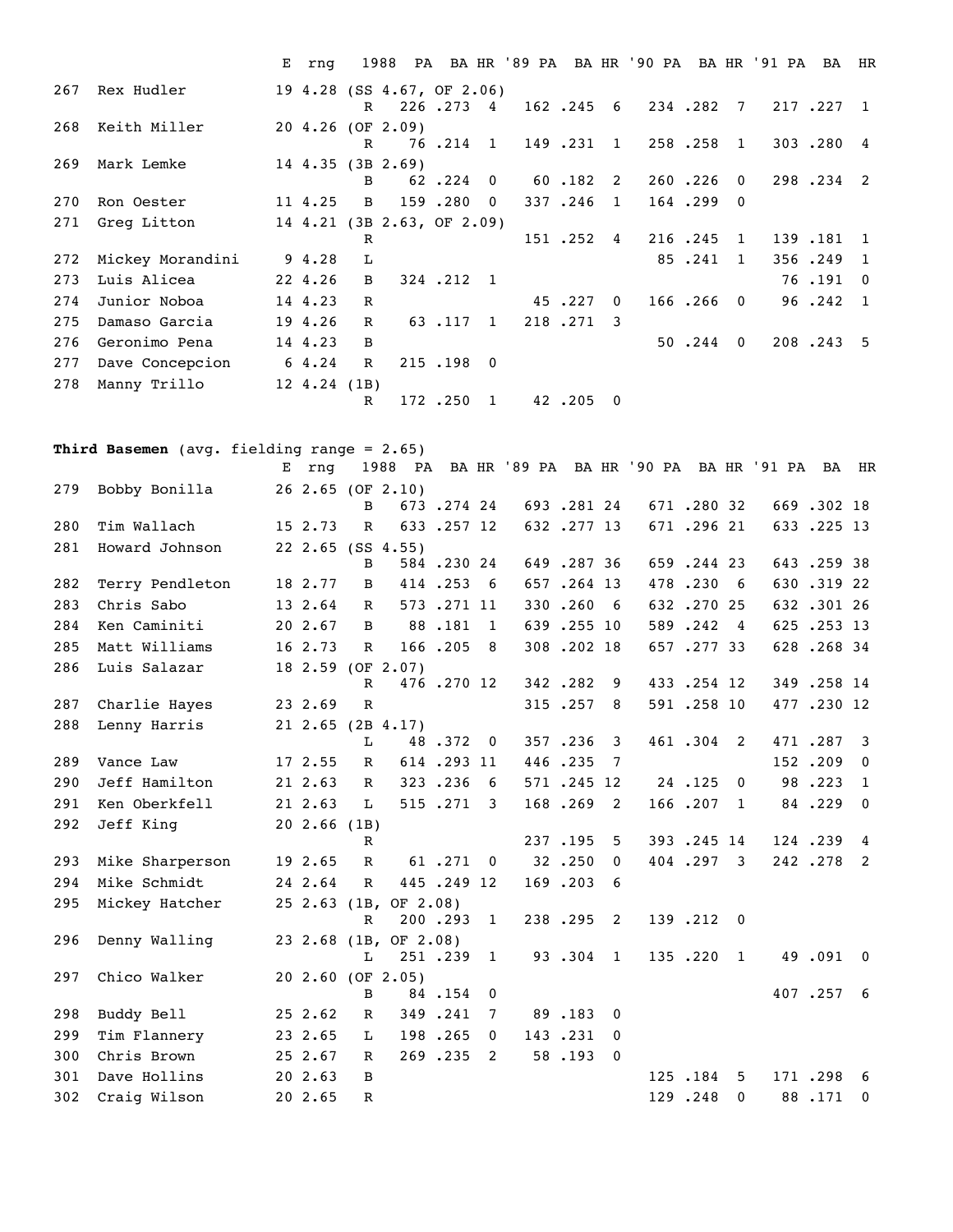|  |  | E | rng | 1988 | PA | BA | HR | '89 PA | BA | HR | '90 PA | BA | HR | '91 PA | BA | HR |
|---|---|---|---|---|---|---|---|---|---|---|---|---|---|---|---|---|
| 267 | Rex Hudler | 19 | 4.28 (SS 4.67, OF 2.06) | R | 226 | .273 | 4 | 162 | .245 | 6 | 234 | .282 | 7 | 217 | .227 | 1 |
| 268 | Keith Miller | 20 | 4.26 (OF 2.09) | R | 76 | .214 | 1 | 149 | .231 | 1 | 258 | .258 | 1 | 303 | .280 | 4 |
| 269 | Mark Lemke | 14 | 4.35 (3B 2.69) | B | 62 | .224 | 0 | 60 | .182 | 2 | 260 | .226 | 0 | 298 | .234 | 2 |
| 270 | Ron Oester | 11 | 4.25 | B | 159 | .280 | 0 | 337 | .246 | 1 | 164 | .299 | 0 |  |  |  |
| 271 | Greg Litton | 14 | 4.21 (3B 2.63, OF 2.09) | R |  |  |  | 151 | .252 | 4 | 216 | .245 | 1 | 139 | .181 | 1 |
| 272 | Mickey Morandini | 9 | 4.28 | L |  |  |  |  |  |  | 85 | .241 | 1 | 356 | .249 | 1 |
| 273 | Luis Alicea | 22 | 4.26 | B | 324 | .212 | 1 |  |  |  |  |  |  | 76 | .191 | 0 |
| 274 | Junior Noboa | 14 | 4.23 | R |  |  |  | 45 | .227 | 0 | 166 | .266 | 0 | 96 | .242 | 1 |
| 275 | Damaso Garcia | 19 | 4.26 | R | 63 | .117 | 1 | 218 | .271 | 3 |  |  |  |  |  |  |
| 276 | Geronimo Pena | 14 | 4.23 | B |  |  |  |  |  |  | 50 | .244 | 0 | 208 | .243 | 5 |
| 277 | Dave Concepcion | 6 | 4.24 | R | 215 | .198 | 0 |  |  |  |  |  |  |  |  |  |
| 278 | Manny Trillo | 12 | 4.24 (1B) | R | 172 | .250 | 1 | 42 | .205 | 0 |  |  |  |  |  |  |

**Third Basemen** (avg. fielding range = 2.65)

|  |  | E | rng | 1988 | PA | BA | HR | '89 PA | BA | HR | '90 PA | BA | HR | '91 PA | BA | HR |
|---|---|---|---|---|---|---|---|---|---|---|---|---|---|---|---|---|
| 279 | Bobby Bonilla | 26 | 2.65 (OF 2.10) | B | 673 | .274 | 24 | 693 | .281 | 24 | 671 | .280 | 32 | 669 | .302 | 18 |
| 280 | Tim Wallach | 15 | 2.73 | R | 633 | .257 | 12 | 632 | .277 | 13 | 671 | .296 | 21 | 633 | .225 | 13 |
| 281 | Howard Johnson | 22 | 2.65 (SS 4.55) | B | 584 | .230 | 24 | 649 | .287 | 36 | 659 | .244 | 23 | 643 | .259 | 38 |
| 282 | Terry Pendleton | 18 | 2.77 | B | 414 | .253 | 6 | 657 | .264 | 13 | 478 | .230 | 6 | 630 | .319 | 22 |
| 283 | Chris Sabo | 13 | 2.64 | R | 573 | .271 | 11 | 330 | .260 | 6 | 632 | .270 | 25 | 632 | .301 | 26 |
| 284 | Ken Caminiti | 20 | 2.67 | B | 88 | .181 | 1 | 639 | .255 | 10 | 589 | .242 | 4 | 625 | .253 | 13 |
| 285 | Matt Williams | 16 | 2.73 | R | 166 | .205 | 8 | 308 | .202 | 18 | 657 | .277 | 33 | 628 | .268 | 34 |
| 286 | Luis Salazar | 18 | 2.59 (OF 2.07) | R | 476 | .270 | 12 | 342 | .282 | 9 | 433 | .254 | 12 | 349 | .258 | 14 |
| 287 | Charlie Hayes | 23 | 2.69 | R |  |  |  | 315 | .257 | 8 | 591 | .258 | 10 | 477 | .230 | 12 |
| 288 | Lenny Harris | 21 | 2.65 (2B 4.17) | L | 48 | .372 | 0 | 357 | .236 | 3 | 461 | .304 | 2 | 471 | .287 | 3 |
| 289 | Vance Law | 17 | 2.55 | R | 614 | .293 | 11 | 446 | .235 | 7 |  |  |  | 152 | .209 | 0 |
| 290 | Jeff Hamilton | 21 | 2.63 | R | 323 | .236 | 6 | 571 | .245 | 12 | 24 | .125 | 0 | 98 | .223 | 1 |
| 291 | Ken Oberkfell | 21 | 2.63 | L | 515 | .271 | 3 | 168 | .269 | 2 | 166 | .207 | 1 | 84 | .229 | 0 |
| 292 | Jeff King | 20 | 2.66 (1B) | R |  |  |  | 237 | .195 | 5 | 393 | .245 | 14 | 124 | .239 | 4 |
| 293 | Mike Sharperson | 19 | 2.65 | R | 61 | .271 | 0 | 32 | .250 | 0 | 404 | .297 | 3 | 242 | .278 | 2 |
| 294 | Mike Schmidt | 24 | 2.64 | R | 445 | .249 | 12 | 169 | .203 | 6 |  |  |  |  |  |  |
| 295 | Mickey Hatcher | 25 | 2.63 (1B, OF 2.08) | R | 200 | .293 | 1 | 238 | .295 | 2 | 139 | .212 | 0 |  |  |  |
| 296 | Denny Walling | 23 | 2.68 (1B, OF 2.08) | L | 251 | .239 | 1 | 93 | .304 | 1 | 135 | .220 | 1 | 49 | .091 | 0 |
| 297 | Chico Walker | 20 | 2.60 (OF 2.05) | B | 84 | .154 | 0 |  |  |  |  |  |  | 407 | .257 | 6 |
| 298 | Buddy Bell | 25 | 2.62 | R | 349 | .241 | 7 | 89 | .183 | 0 |  |  |  |  |  |  |
| 299 | Tim Flannery | 23 | 2.65 | L | 198 | .265 | 0 | 143 | .231 | 0 |  |  |  |  |  |  |
| 300 | Chris Brown | 25 | 2.67 | R | 269 | .235 | 2 | 58 | .193 | 0 |  |  |  |  |  |  |
| 301 | Dave Hollins | 20 | 2.63 | B |  |  |  |  |  |  | 125 | .184 | 5 | 171 | .298 | 6 |
| 302 | Craig Wilson | 20 | 2.65 | R |  |  |  |  |  |  | 129 | .248 | 0 | 88 | .171 | 0 |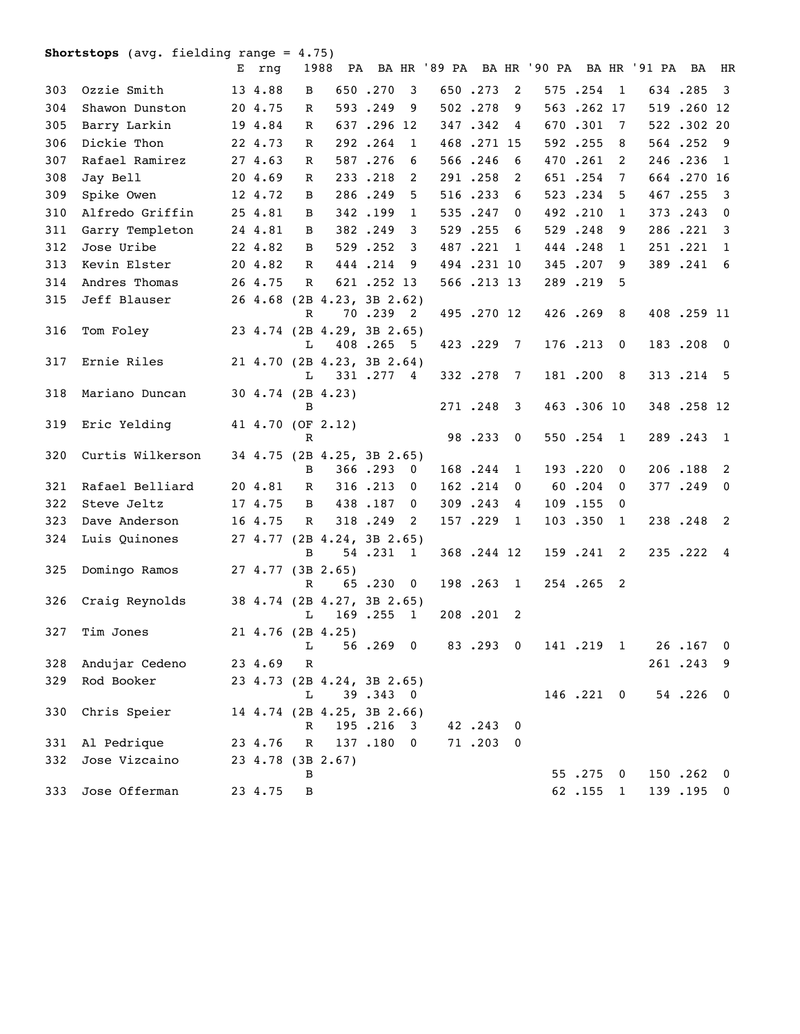**Shortstops** (avg. fielding range = 4.75)

| # | Name | E | rng | Other pos. | 1988 | PA | BA | HR | '89 PA | BA | HR | '90 PA | BA | HR | '91 PA | BA | HR |
|---|---|---|---|---|---|---|---|---|---|---|---|---|---|---|---|---|---|
| 303 | Ozzie Smith | 13 | 4.88 | | B | 650 | .270 | 3 | 650 | .273 | 2 | 575 | .254 | 1 | 634 | .285 | 3 |
| 304 | Shawon Dunston | 20 | 4.75 | | R | 593 | .249 | 9 | 502 | .278 | 9 | 563 | .262 | 17 | 519 | .260 | 12 |
| 305 | Barry Larkin | 19 | 4.84 | | R | 637 | .296 | 12 | 347 | .342 | 4 | 670 | .301 | 7 | 522 | .302 | 20 |
| 306 | Dickie Thon | 22 | 4.73 | | R | 292 | .264 | 1 | 468 | .271 | 15 | 592 | .255 | 8 | 564 | .252 | 9 |
| 307 | Rafael Ramirez | 27 | 4.63 | | R | 587 | .276 | 6 | 566 | .246 | 6 | 470 | .261 | 2 | 246 | .236 | 1 |
| 308 | Jay Bell | 20 | 4.69 | | R | 233 | .218 | 2 | 291 | .258 | 2 | 651 | .254 | 7 | 664 | .270 | 16 |
| 309 | Spike Owen | 12 | 4.72 | | B | 286 | .249 | 5 | 516 | .233 | 6 | 523 | .234 | 5 | 467 | .255 | 3 |
| 310 | Alfredo Griffin | 25 | 4.81 | | B | 342 | .199 | 1 | 535 | .247 | 0 | 492 | .210 | 1 | 373 | .243 | 0 |
| 311 | Garry Templeton | 24 | 4.81 | | B | 382 | .249 | 3 | 529 | .255 | 6 | 529 | .248 | 9 | 286 | .221 | 3 |
| 312 | Jose Uribe | 22 | 4.82 | | B | 529 | .252 | 3 | 487 | .221 | 1 | 444 | .248 | 1 | 251 | .221 | 1 |
| 313 | Kevin Elster | 20 | 4.82 | | R | 444 | .214 | 9 | 494 | .231 | 10 | 345 | .207 | 9 | 389 | .241 | 6 |
| 314 | Andres Thomas | 26 | 4.75 | | R | 621 | .252 | 13 | 566 | .213 | 13 | 289 | .219 | 5 | | | |
| 315 | Jeff Blauser | 26 | 4.68 | (2B 4.23, 3B 2.62) | R | 70 | .239 | 2 | 495 | .270 | 12 | 426 | .269 | 8 | 408 | .259 | 11 |
| 316 | Tom Foley | 23 | 4.74 | (2B 4.29, 3B 2.65) | L | 408 | .265 | 5 | 423 | .229 | 7 | 176 | .213 | 0 | 183 | .208 | 0 |
| 317 | Ernie Riles | 21 | 4.70 | (2B 4.23, 3B 2.64) | L | 331 | .277 | 4 | 332 | .278 | 7 | 181 | .200 | 8 | 313 | .214 | 5 |
| 318 | Mariano Duncan | 30 | 4.74 | (2B 4.23) | B | | | | 271 | .248 | 3 | 463 | .306 | 10 | 348 | .258 | 12 |
| 319 | Eric Yelding | 41 | 4.70 | (OF 2.12) | R | | | | 98 | .233 | 0 | 550 | .254 | 1 | 289 | .243 | 1 |
| 320 | Curtis Wilkerson | 34 | 4.75 | (2B 4.25, 3B 2.65) | B | 366 | .293 | 0 | 168 | .244 | 1 | 193 | .220 | 0 | 206 | .188 | 2 |
| 321 | Rafael Belliard | 20 | 4.81 | | R | 316 | .213 | 0 | 162 | .214 | 0 | 60 | .204 | 0 | 377 | .249 | 0 |
| 322 | Steve Jeltz | 17 | 4.75 | | B | 438 | .187 | 0 | 309 | .243 | 4 | 109 | .155 | 0 | | | |
| 323 | Dave Anderson | 16 | 4.75 | | R | 318 | .249 | 2 | 157 | .229 | 1 | 103 | .350 | 1 | 238 | .248 | 2 |
| 324 | Luis Quinones | 27 | 4.77 | (2B 4.24, 3B 2.65) | B | 54 | .231 | 1 | 368 | .244 | 12 | 159 | .241 | 2 | 235 | .222 | 4 |
| 325 | Domingo Ramos | 27 | 4.77 | (3B 2.65) | R | 65 | .230 | 0 | 198 | .263 | 1 | 254 | .265 | 2 | | | |
| 326 | Craig Reynolds | 38 | 4.74 | (2B 4.27, 3B 2.65) | L | 169 | .255 | 1 | 208 | .201 | 2 | | | | | | |
| 327 | Tim Jones | 21 | 4.76 | (2B 4.25) | L | 56 | .269 | 0 | 83 | .293 | 0 | 141 | .219 | 1 | 26 | .167 | 0 |
| 328 | Andujar Cedeno | 23 | 4.69 | | R | | | | | | | | | | 261 | .243 | 9 |
| 329 | Rod Booker | 23 | 4.73 | (2B 4.24, 3B 2.65) | L | 39 | .343 | 0 | | | | 146 | .221 | 0 | 54 | .226 | 0 |
| 330 | Chris Speier | 14 | 4.74 | (2B 4.25, 3B 2.66) | R | 195 | .216 | 3 | 42 | .243 | 0 | | | | | | |
| 331 | Al Pedrique | 23 | 4.76 | | R | 137 | .180 | 0 | 71 | .203 | 0 | | | | | | |
| 332 | Jose Vizcaino | 23 | 4.78 | (3B 2.67) | B | | | | | | | 55 | .275 | 0 | 150 | .262 | 0 |
| 333 | Jose Offerman | 23 | 4.75 | | B | | | | | | | 62 | .155 | 1 | 139 | .195 | 0 |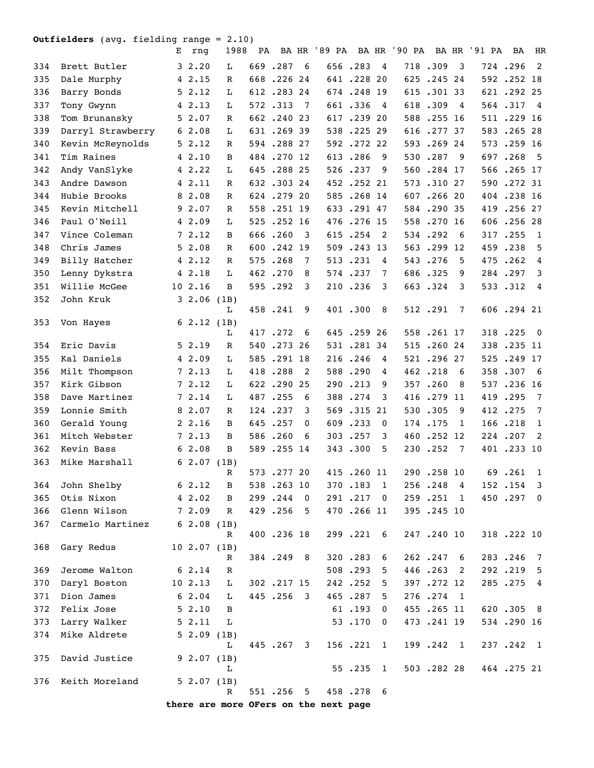**Outfielders** (avg. fielding range = 2.10)

| # | Name | E | rng | 1988 | PA | BA | HR | '89 PA | BA | HR | '90 PA | BA | HR | '91 PA | BA | HR |
|---|---|---|---|---|---|---|---|---|---|---|---|---|---|---|---|---|
| 334 | Brett Butler | 3 | 2.20 | L | 669 | .287 | 6 | 656 | .283 | 4 | 718 | .309 | 3 | 724 | .296 | 2 |
| 335 | Dale Murphy | 4 | 2.15 | R | 668 | .226 | 24 | 641 | .228 | 20 | 625 | .245 | 24 | 592 | .252 | 18 |
| 336 | Barry Bonds | 5 | 2.12 | L | 612 | .283 | 24 | 674 | .248 | 19 | 615 | .301 | 33 | 621 | .292 | 25 |
| 337 | Tony Gwynn | 4 | 2.13 | L | 572 | .313 | 7 | 661 | .336 | 4 | 618 | .309 | 4 | 564 | .317 | 4 |
| 338 | Tom Brunansky | 5 | 2.07 | R | 662 | .240 | 23 | 617 | .239 | 20 | 588 | .255 | 16 | 511 | .229 | 16 |
| 339 | Darryl Strawberry | 6 | 2.08 | L | 631 | .269 | 39 | 538 | .225 | 29 | 616 | .277 | 37 | 583 | .265 | 28 |
| 340 | Kevin McReynolds | 5 | 2.12 | R | 594 | .288 | 27 | 592 | .272 | 22 | 593 | .269 | 24 | 573 | .259 | 16 |
| 341 | Tim Raines | 4 | 2.10 | B | 484 | .270 | 12 | 613 | .286 | 9 | 530 | .287 | 9 | 697 | .268 | 5 |
| 342 | Andy VanSlyke | 4 | 2.22 | L | 645 | .288 | 25 | 526 | .237 | 9 | 560 | .284 | 17 | 566 | .265 | 17 |
| 343 | Andre Dawson | 4 | 2.11 | R | 632 | .303 | 24 | 452 | .252 | 21 | 573 | .310 | 27 | 590 | .272 | 31 |
| 344 | Hubie Brooks | 8 | 2.08 | R | 624 | .279 | 20 | 585 | .268 | 14 | 607 | .266 | 20 | 404 | .238 | 16 |
| 345 | Kevin Mitchell | 9 | 2.07 | R | 558 | .251 | 19 | 633 | .291 | 47 | 584 | .290 | 35 | 419 | .256 | 27 |
| 346 | Paul O'Neill | 4 | 2.09 | L | 525 | .252 | 16 | 476 | .276 | 15 | 558 | .270 | 16 | 606 | .256 | 28 |
| 347 | Vince Coleman | 7 | 2.12 | B | 666 | .260 | 3 | 615 | .254 | 2 | 534 | .292 | 6 | 317 | .255 | 1 |
| 348 | Chris James | 5 | 2.08 | R | 600 | .242 | 19 | 509 | .243 | 13 | 563 | .299 | 12 | 459 | .238 | 5 |
| 349 | Billy Hatcher | 4 | 2.12 | R | 575 | .268 | 7 | 513 | .231 | 4 | 543 | .276 | 5 | 475 | .262 | 4 |
| 350 | Lenny Dykstra | 4 | 2.18 | L | 462 | .270 | 8 | 574 | .237 | 7 | 686 | .325 | 9 | 284 | .297 | 3 |
| 351 | Willie McGee | 10 | 2.16 | B | 595 | .292 | 3 | 210 | .236 | 3 | 663 | .324 | 3 | 533 | .312 | 4 |
| 352 | John Kruk | 3 | 2.06 (1B) | L | 458 | .241 | 9 | 401 | .300 | 8 | 512 | .291 | 7 | 606 | .294 | 21 |
| 353 | Von Hayes | 6 | 2.12 (1B) | L | 417 | .272 | 6 | 645 | .259 | 26 | 558 | .261 | 17 | 318 | .225 | 0 |
| 354 | Eric Davis | 5 | 2.19 | R | 540 | .273 | 26 | 531 | .281 | 34 | 515 | .260 | 24 | 338 | .235 | 11 |
| 355 | Kal Daniels | 4 | 2.09 | L | 585 | .291 | 18 | 216 | .246 | 4 | 521 | .296 | 27 | 525 | .249 | 17 |
| 356 | Milt Thompson | 7 | 2.13 | L | 418 | .288 | 2 | 588 | .290 | 4 | 462 | .218 | 6 | 358 | .307 | 6 |
| 357 | Kirk Gibson | 7 | 2.12 | L | 622 | .290 | 25 | 290 | .213 | 9 | 357 | .260 | 8 | 537 | .236 | 16 |
| 358 | Dave Martinez | 7 | 2.14 | L | 487 | .255 | 6 | 388 | .274 | 3 | 416 | .279 | 11 | 419 | .295 | 7 |
| 359 | Lonnie Smith | 8 | 2.07 | R | 124 | .237 | 3 | 569 | .315 | 21 | 530 | .305 | 9 | 412 | .275 | 7 |
| 360 | Gerald Young | 2 | 2.16 | B | 645 | .257 | 0 | 609 | .233 | 0 | 174 | .175 | 1 | 166 | .218 | 1 |
| 361 | Mitch Webster | 7 | 2.13 | B | 586 | .260 | 6 | 303 | .257 | 3 | 460 | .252 | 12 | 224 | .207 | 2 |
| 362 | Kevin Bass | 6 | 2.08 | B | 589 | .255 | 14 | 343 | .300 | 5 | 230 | .252 | 7 | 401 | .233 | 10 |
| 363 | Mike Marshall | 6 | 2.07 (1B) | R | 573 | .277 | 20 | 415 | .260 | 11 | 290 | .258 | 10 | 69 | .261 | 1 |
| 364 | John Shelby | 6 | 2.12 | B | 538 | .263 | 10 | 370 | .183 | 1 | 256 | .248 | 4 | 152 | .154 | 3 |
| 365 | Otis Nixon | 4 | 2.02 | B | 299 | .244 | 0 | 291 | .217 | 0 | 259 | .251 | 1 | 450 | .297 | 0 |
| 366 | Glenn Wilson | 7 | 2.09 | R | 429 | .256 | 5 | 470 | .266 | 11 | 395 | .245 | 10 | | | |
| 367 | Carmelo Martinez | 6 | 2.08 (1B) | R | 400 | .236 | 18 | 299 | .221 | 6 | 247 | .240 | 10 | 318 | .222 | 10 |
| 368 | Gary Redus | 10 | 2.07 (1B) | R | 384 | .249 | 8 | 320 | .283 | 6 | 262 | .247 | 6 | 283 | .246 | 7 |
| 369 | Jerome Walton | 6 | 2.14 | R | | | | 508 | .293 | 5 | 446 | .263 | 2 | 292 | .219 | 5 |
| 370 | Daryl Boston | 10 | 2.13 | L | 302 | .217 | 15 | 242 | .252 | 5 | 397 | .272 | 12 | 285 | .275 | 4 |
| 371 | Dion James | 6 | 2.04 | L | 445 | .256 | 3 | 465 | .287 | 5 | 276 | .274 | 1 | | | |
| 372 | Felix Jose | 5 | 2.10 | B | | | | 61 | .193 | 0 | 455 | .265 | 11 | 620 | .305 | 8 |
| 373 | Larry Walker | 5 | 2.11 | L | | | | 53 | .170 | 0 | 473 | .241 | 19 | 534 | .290 | 16 |
| 374 | Mike Aldrete | 5 | 2.09 (1B) | L | 445 | .267 | 3 | 156 | .221 | 1 | 199 | .242 | 1 | 237 | .242 | 1 |
| 375 | David Justice | 9 | 2.07 (1B) | L | | | | 55 | .235 | 1 | 503 | .282 | 28 | 464 | .275 | 21 |
| 376 | Keith Moreland | 5 | 2.07 (1B) | R | 551 | .256 | 5 | 458 | .278 | 6 | | | | | | |

**there are more OFers on the next page**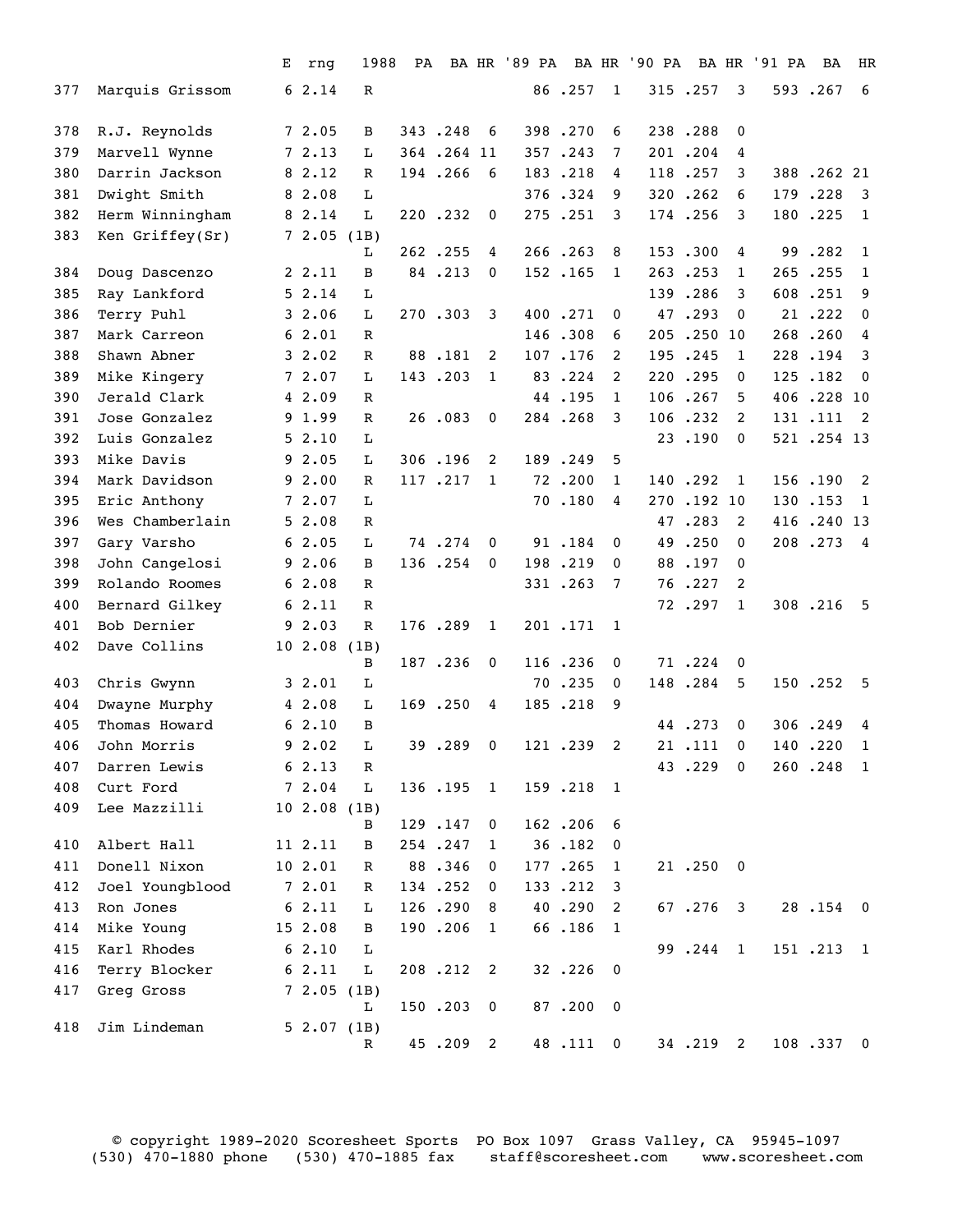| | | E | rng | 1988 | PA | BA | HR | '89 PA | BA | HR | '90 PA | BA | HR | '91 PA | BA | HR |
|---|---|---|---|---|---|---|---|---|---|---|---|---|---|---|---|---|
| 377 | Marquis Grissom | 6 | 2.14 | R | | | | 86 | .257 | 1 | 315 | .257 | 3 | 593 | .267 | 6 |
| 378 | R.J. Reynolds | 7 | 2.05 | B | 343 | .248 | 6 | 398 | .270 | 6 | 238 | .288 | 0 | | | |
| 379 | Marvell Wynne | 7 | 2.13 | L | 364 | .264 | 11 | 357 | .243 | 7 | 201 | .204 | 4 | | | |
| 380 | Darrin Jackson | 8 | 2.12 | R | 194 | .266 | 6 | 183 | .218 | 4 | 118 | .257 | 3 | 388 | .262 | 21 |
| 381 | Dwight Smith | 8 | 2.08 | L | | | | 376 | .324 | 9 | 320 | .262 | 6 | 179 | .228 | 3 |
| 382 | Herm Winningham | 8 | 2.14 | L | 220 | .232 | 0 | 275 | .251 | 3 | 174 | .256 | 3 | 180 | .225 | 1 |
| 383 | Ken Griffey(Sr) | 7 | 2.05 (1B) | L | 262 | .255 | 4 | 266 | .263 | 8 | 153 | .300 | 4 | 99 | .282 | 1 |
| 384 | Doug Dascenzo | 2 | 2.11 | B | 84 | .213 | 0 | 152 | .165 | 1 | 263 | .253 | 1 | 265 | .255 | 1 |
| 385 | Ray Lankford | 5 | 2.14 | L | | | | | | | 139 | .286 | 3 | 608 | .251 | 9 |
| 386 | Terry Puhl | 3 | 2.06 | L | 270 | .303 | 3 | 400 | .271 | 0 | 47 | .293 | 0 | 21 | .222 | 0 |
| 387 | Mark Carreon | 6 | 2.01 | R | | | | 146 | .308 | 6 | 205 | .250 | 10 | 268 | .260 | 4 |
| 388 | Shawn Abner | 3 | 2.02 | R | 88 | .181 | 2 | 107 | .176 | 2 | 195 | .245 | 1 | 228 | .194 | 3 |
| 389 | Mike Kingery | 7 | 2.07 | L | 143 | .203 | 1 | 83 | .224 | 2 | 220 | .295 | 0 | 125 | .182 | 0 |
| 390 | Jerald Clark | 4 | 2.09 | R | | | | 44 | .195 | 1 | 106 | .267 | 5 | 406 | .228 | 10 |
| 391 | Jose Gonzalez | 9 | 1.99 | R | 26 | .083 | 0 | 284 | .268 | 3 | 106 | .232 | 2 | 131 | .111 | 2 |
| 392 | Luis Gonzalez | 5 | 2.10 | L | | | | | | | 23 | .190 | 0 | 521 | .254 | 13 |
| 393 | Mike Davis | 9 | 2.05 | L | 306 | .196 | 2 | 189 | .249 | 5 | | | | | | |
| 394 | Mark Davidson | 9 | 2.00 | R | 117 | .217 | 1 | 72 | .200 | 1 | 140 | .292 | 1 | 156 | .190 | 2 |
| 395 | Eric Anthony | 7 | 2.07 | L | | | | 70 | .180 | 4 | 270 | .192 | 10 | 130 | .153 | 1 |
| 396 | Wes Chamberlain | 5 | 2.08 | R | | | | | | | 47 | .283 | 2 | 416 | .240 | 13 |
| 397 | Gary Varsho | 6 | 2.05 | L | 74 | .274 | 0 | 91 | .184 | 0 | 49 | .250 | 0 | 208 | .273 | 4 |
| 398 | John Cangelosi | 9 | 2.06 | B | 136 | .254 | 0 | 198 | .219 | 0 | 88 | .197 | 0 | | | |
| 399 | Rolando Roomes | 6 | 2.08 | R | | | | 331 | .263 | 7 | 76 | .227 | 2 | | | |
| 400 | Bernard Gilkey | 6 | 2.11 | R | | | | | | | 72 | .297 | 1 | 308 | .216 | 5 |
| 401 | Bob Dernier | 9 | 2.03 | R | 176 | .289 | 1 | 201 | .171 | 1 | | | | | | |
| 402 | Dave Collins | 10 | 2.08 (1B) | B | 187 | .236 | 0 | 116 | .236 | 0 | 71 | .224 | 0 | | | |
| 403 | Chris Gwynn | 3 | 2.01 | L | | | | 70 | .235 | 0 | 148 | .284 | 5 | 150 | .252 | 5 |
| 404 | Dwayne Murphy | 4 | 2.08 | L | 169 | .250 | 4 | 185 | .218 | 9 | | | | | | |
| 405 | Thomas Howard | 6 | 2.10 | B | | | | | | | 44 | .273 | 0 | 306 | .249 | 4 |
| 406 | John Morris | 9 | 2.02 | L | 39 | .289 | 0 | 121 | .239 | 2 | 21 | .111 | 0 | 140 | .220 | 1 |
| 407 | Darren Lewis | 6 | 2.13 | R | | | | | | | 43 | .229 | 0 | 260 | .248 | 1 |
| 408 | Curt Ford | 7 | 2.04 | L | 136 | .195 | 1 | 159 | .218 | 1 | | | | | | |
| 409 | Lee Mazzilli | 10 | 2.08 (1B) | B | 129 | .147 | 0 | 162 | .206 | 6 | | | | | | |
| 410 | Albert Hall | 11 | 2.11 | B | 254 | .247 | 1 | 36 | .182 | 0 | | | | | | |
| 411 | Donell Nixon | 10 | 2.01 | R | 88 | .346 | 0 | 177 | .265 | 1 | 21 | .250 | 0 | | | |
| 412 | Joel Youngblood | 7 | 2.01 | R | 134 | .252 | 0 | 133 | .212 | 3 | | | | | | |
| 413 | Ron Jones | 6 | 2.11 | L | 126 | .290 | 8 | 40 | .290 | 2 | 67 | .276 | 3 | 28 | .154 | 0 |
| 414 | Mike Young | 15 | 2.08 | B | 190 | .206 | 1 | 66 | .186 | 1 | | | | | | |
| 415 | Karl Rhodes | 6 | 2.10 | L | | | | | | | 99 | .244 | 1 | 151 | .213 | 1 |
| 416 | Terry Blocker | 6 | 2.11 | L | 208 | .212 | 2 | 32 | .226 | 0 | | | | | | |
| 417 | Greg Gross | 7 | 2.05 (1B) | L | 150 | .203 | 0 | 87 | .200 | 0 | | | | | | |
| 418 | Jim Lindeman | 5 | 2.07 (1B) | R | 45 | .209 | 2 | 48 | .111 | 0 | 34 | .219 | 2 | 108 | .337 | 0 |

© copyright 1989-2020 Scoresheet Sports PO Box 1097 Grass Valley, CA 95945-1097
(530) 470-1880 phone (530) 470-1885 fax staff@scoresheet.com www.scoresheet.com